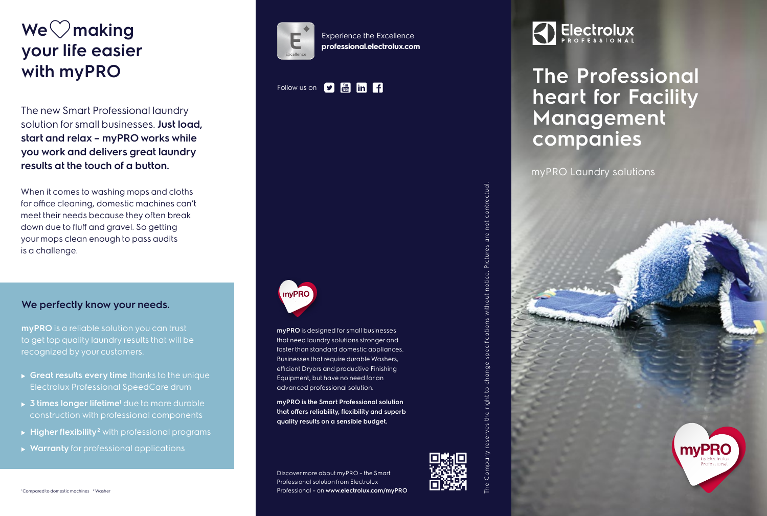# We ♡ making your life easier with myPRO

The new Smart Professional laundry solution for small businesses. **Just load, start and relax – myPRO works while you work and delivers great laundry results at the touch of a button.**

When it comes to washing mops and cloths for office cleaning, domestic machines can't meet their needs because they often break down due to fluff and gravel. So getting your mops clean enough to pass audits is a challenge.

## We perfectly know your needs.

**myPRO** is a reliable solution you can trust to get top quality laundry results that will be recognized by your customers.

- **Great results every time** thanks to the unique Electrolux Professional SpeedCare drum
- **3 times longer lifetime**[1] due to more durable construction with professional components
- **Higher flexibility**[2] with professional programs
- **Warranty** for professional applications

[1] Compared to domestic machines [2] Washer

Experience the Excellence
**professional.electrolux.com**

Follow us on

**myPRO** is designed for small businesses that need laundry solutions stronger and faster than standard domestic appliances. Businesses that require durable Washers, efficient Dryers and productive Finishing Equipment, but have no need for an advanced professional solution.

**myPRO is the Smart Professional solution that offers reliability, flexibility and superb quality results on a sensible budget.**

Discover more about myPRO – the Smart Professional solution from Electrolux Professional – on **www.electrolux.com/myPRO**

The Company reserves the right to change specifications without notice. Pictures are not contractual.

Electrolux PROFESSIONAL

# The Professional heart for Facility Management companies

myPRO Laundry solutions

myPRO by Electrolux Professional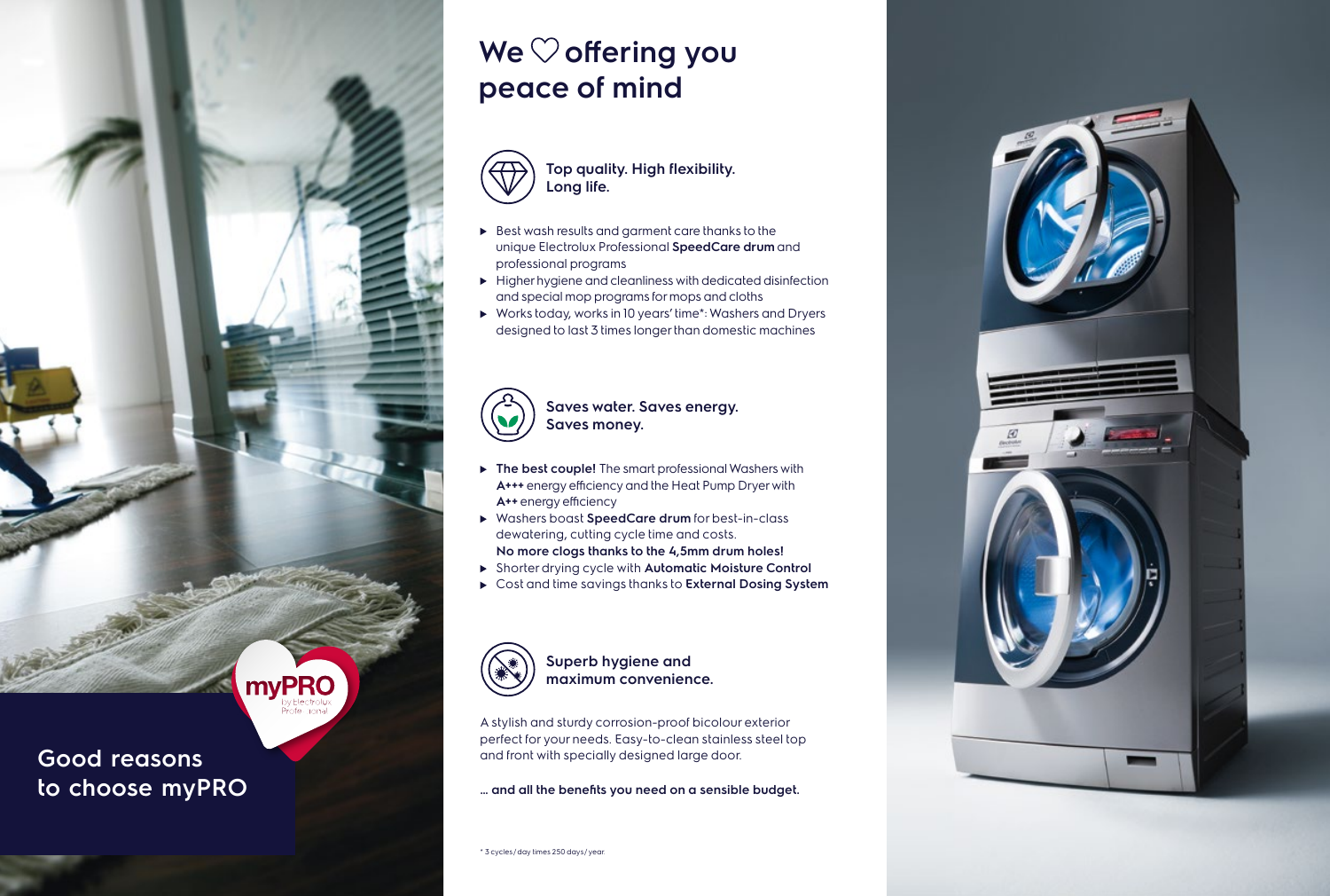Good reasons to choose myPRO

# We ♡ offering you peace of mind

## Top quality. High flexibility. Long life.

- Best wash results and garment care thanks to the unique Electrolux Professional **SpeedCare drum** and professional programs
- Higher hygiene and cleanliness with dedicated disinfection and special mop programs for mops and cloths
- Works today, works in 10 years' time*: Washers and Dryers designed to last 3 times longer than domestic machines

## Saves water. Saves energy. Saves money.

- **The best couple!** The smart professional Washers with **A+++** energy efficiency and the Heat Pump Dryer with **A++** energy efficiency
- Washers boast **SpeedCare drum** for best-in-class dewatering, cutting cycle time and costs. **No more clogs thanks to the 4,5mm drum holes!**
- Shorter drying cycle with **Automatic Moisture Control**
- Cost and time savings thanks to **External Dosing System**

## Superb hygiene and maximum convenience.

A stylish and sturdy corrosion-proof bicolour exterior perfect for your needs. Easy-to-clean stainless steel top and front with specially designed large door.

**... and all the benefits you need on a sensible budget.**

\* 3 cycles/day times 250 days/year